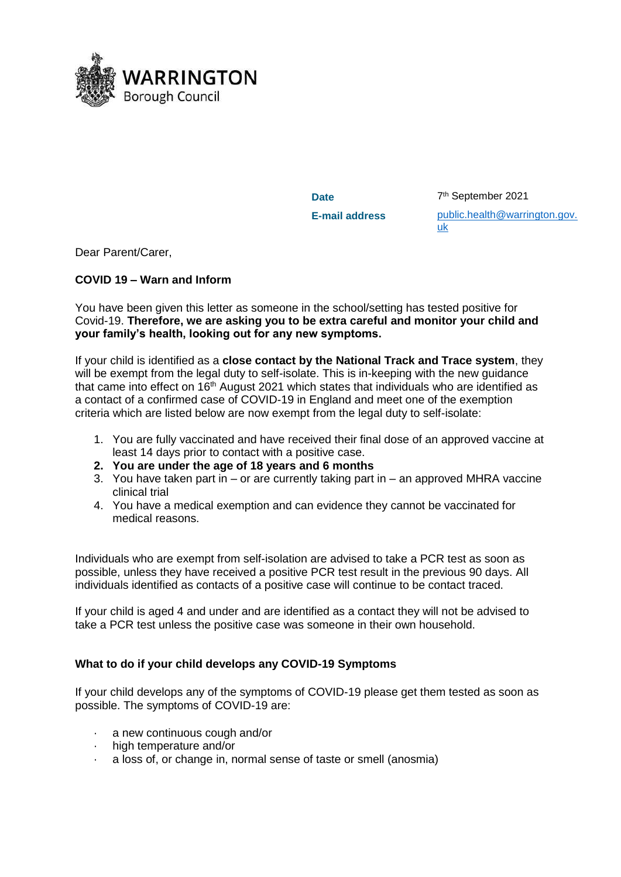WARRINGTON
Borough Council

**Date** 7th September 2021

**E-mail address** public.health@warrington.gov.uk

Dear Parent/Carer,

**COVID 19 – Warn and Inform**

You have been given this letter as someone in the school/setting has tested positive for Covid-19. **Therefore, we are asking you to be extra careful and monitor your child and your family's health, looking out for any new symptoms.**

If your child is identified as a **close contact by the National Track and Trace system**, they will be exempt from the legal duty to self-isolate. This is in-keeping with the new guidance that came into effect on 16th August 2021 which states that individuals who are identified as a contact of a confirmed case of COVID-19 in England and meet one of the exemption criteria which are listed below are now exempt from the legal duty to self-isolate:

1. You are fully vaccinated and have received their final dose of an approved vaccine at least 14 days prior to contact with a positive case.
2. **You are under the age of 18 years and 6 months**
3. You have taken part in – or are currently taking part in – an approved MHRA vaccine clinical trial
4. You have a medical exemption and can evidence they cannot be vaccinated for medical reasons.

Individuals who are exempt from self-isolation are advised to take a PCR test as soon as possible, unless they have received a positive PCR test result in the previous 90 days. All individuals identified as contacts of a positive case will continue to be contact traced.

If your child is aged 4 and under and are identified as a contact they will not be advised to take a PCR test unless the positive case was someone in their own household.

**What to do if your child develops any COVID-19 Symptoms**

If your child develops any of the symptoms of COVID-19 please get them tested as soon as possible. The symptoms of COVID-19 are:

- a new continuous cough and/or
- high temperature and/or
- a loss of, or change in, normal sense of taste or smell (anosmia)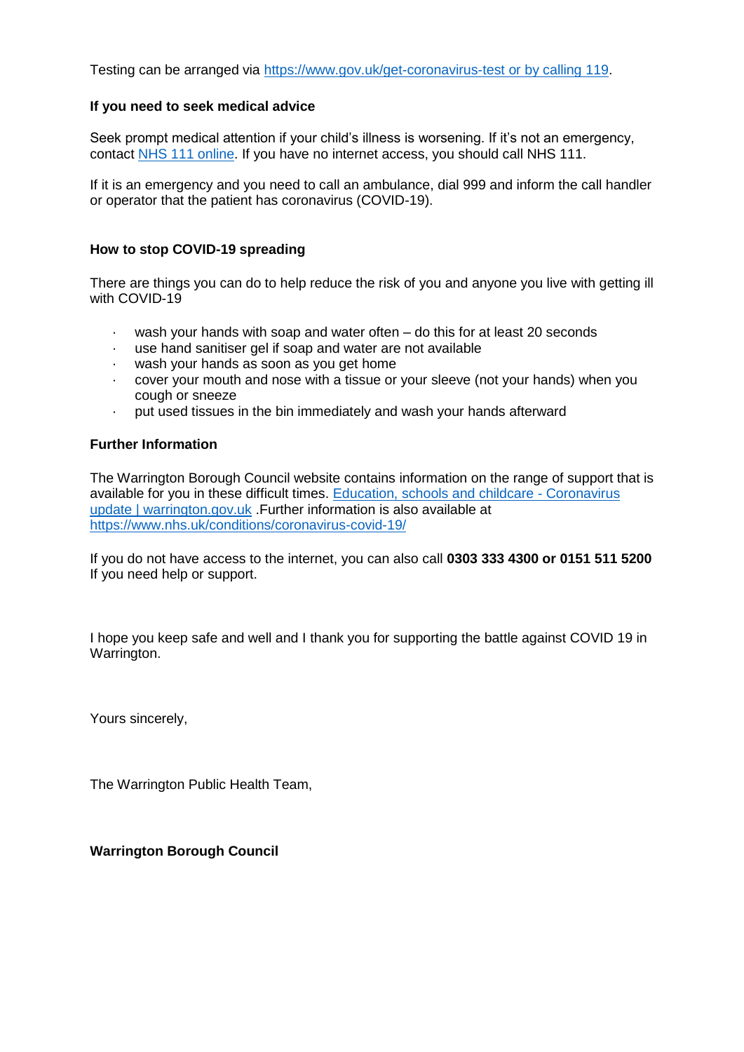Testing can be arranged via https://www.gov.uk/get-coronavirus-test or by calling 119.

**If you need to seek medical advice**

Seek prompt medical attention if your child's illness is worsening. If it's not an emergency, contact NHS 111 online. If you have no internet access, you should call NHS 111.

If it is an emergency and you need to call an ambulance, dial 999 and inform the call handler or operator that the patient has coronavirus (COVID-19).

**How to stop COVID-19 spreading**

There are things you can do to help reduce the risk of you and anyone you live with getting ill with COVID-19

- wash your hands with soap and water often – do this for at least 20 seconds
- use hand sanitiser gel if soap and water are not available
- wash your hands as soon as you get home
- cover your mouth and nose with a tissue or your sleeve (not your hands) when you cough or sneeze
- put used tissues in the bin immediately and wash your hands afterward

**Further Information**

The Warrington Borough Council website contains information on the range of support that is available for you in these difficult times. Education, schools and childcare - Coronavirus update | warrington.gov.uk .Further information is also available at https://www.nhs.uk/conditions/coronavirus-covid-19/

If you do not have access to the internet, you can also call **0303 333 4300 or 0151 511 5200** If you need help or support.

I hope you keep safe and well and I thank you for supporting the battle against COVID 19 in Warrington.

Yours sincerely,

The Warrington Public Health Team,

**Warrington Borough Council**